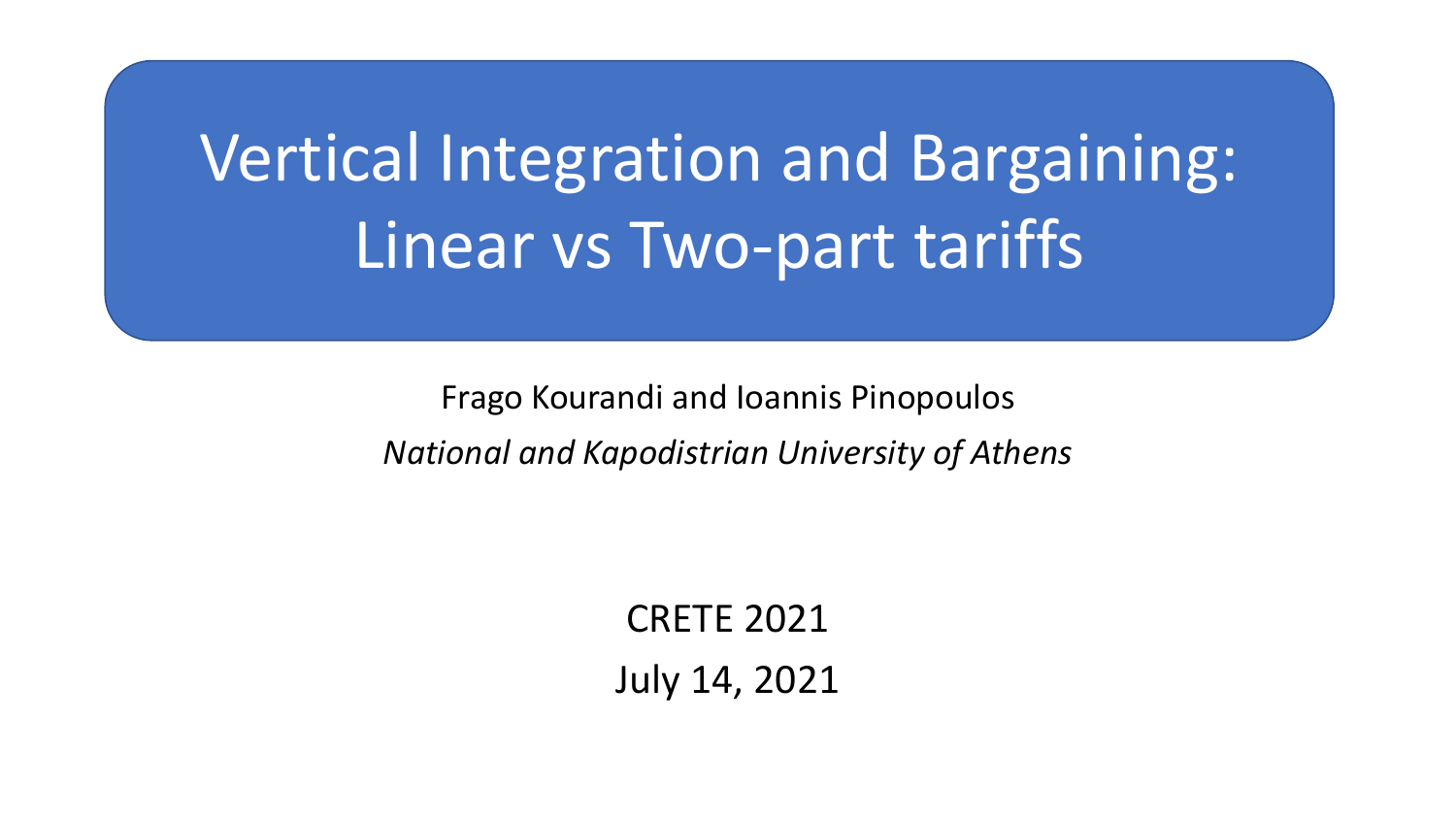# Vertical Integration and Bargaining: Linear vs Two-part tariffs

Frago Kourandi and Ioannis Pinopoulos

*National and Kapodistrian University of Athens*

CRETE 2021

July 14, 2021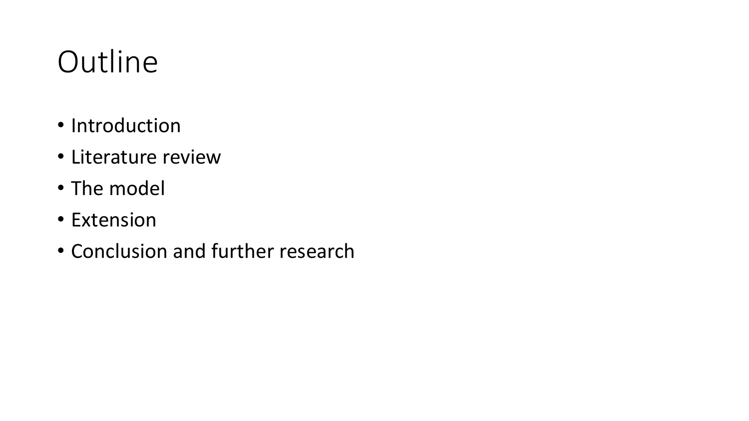# Outline

- Introduction
- Literature review
- The model
- Extension
- Conclusion and further research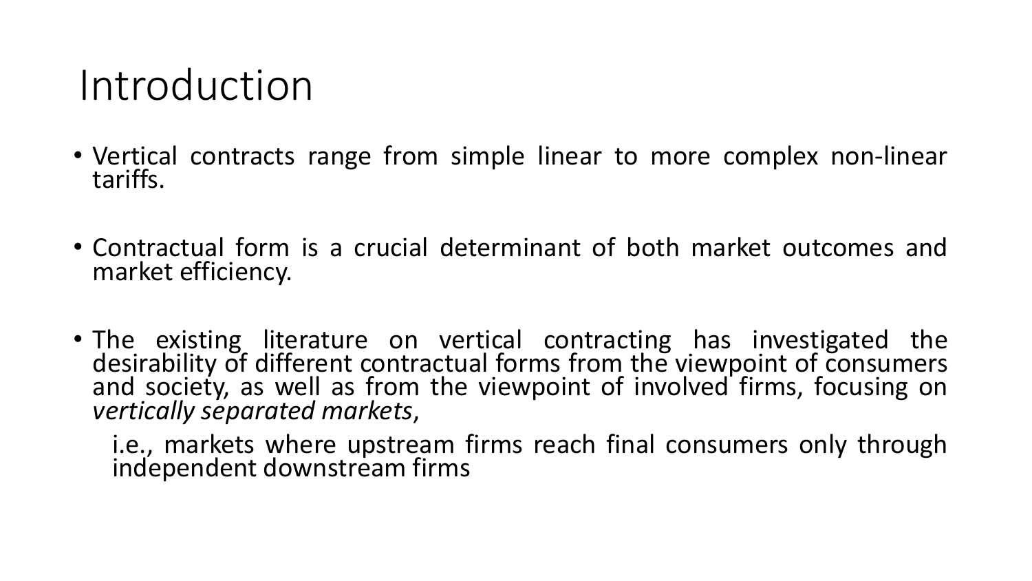# Introduction

- Vertical contracts range from simple linear to more complex non-linear tariffs.

- Contractual form is a crucial determinant of both market outcomes and market efficiency.

- The existing literature on vertical contracting has investigated the desirability of different contractual forms from the viewpoint of consumers and society, as well as from the viewpoint of involved firms, focusing on *vertically separated markets*,

  i.e., markets where upstream firms reach final consumers only through independent downstream firms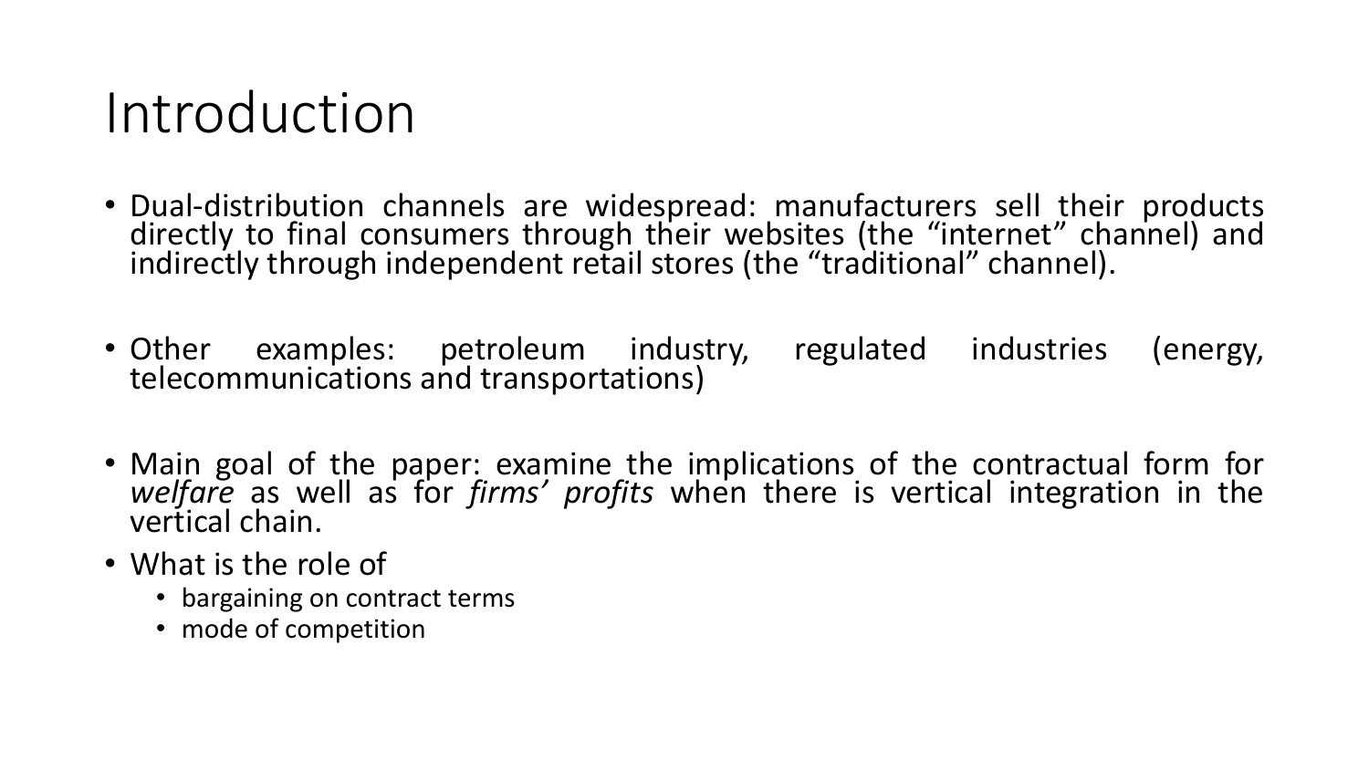# Introduction

- Dual-distribution channels are widespread: manufacturers sell their products directly to final consumers through their websites (the "internet" channel) and indirectly through independent retail stores (the "traditional" channel).

- Other examples: petroleum industry, regulated industries (energy, telecommunications and transportations)

- Main goal of the paper: examine the implications of the contractual form for *welfare* as well as for *firms' profits* when there is vertical integration in the vertical chain.
- What is the role of
  - bargaining on contract terms
  - mode of competition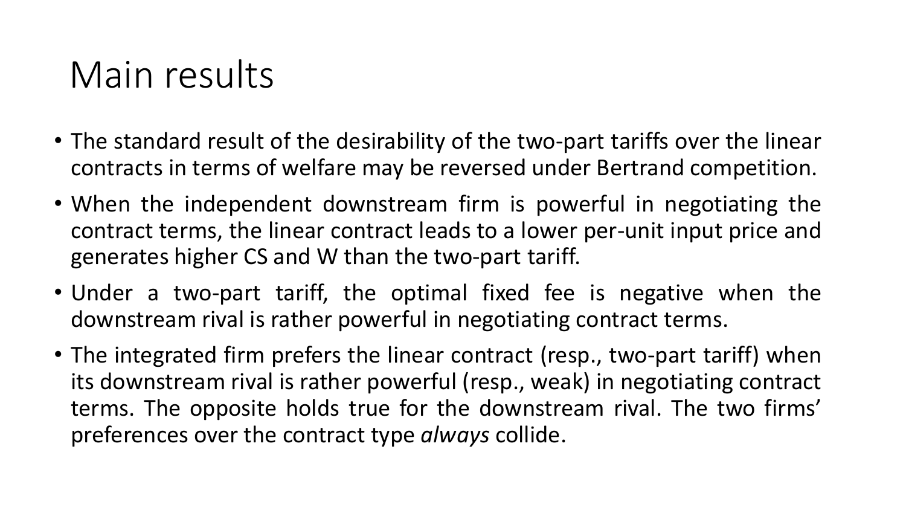# Main results

- The standard result of the desirability of the two-part tariffs over the linear contracts in terms of welfare may be reversed under Bertrand competition.
- When the independent downstream firm is powerful in negotiating the contract terms, the linear contract leads to a lower per-unit input price and generates higher CS and W than the two-part tariff.
- Under a two-part tariff, the optimal fixed fee is negative when the downstream rival is rather powerful in negotiating contract terms.
- The integrated firm prefers the linear contract (resp., two-part tariff) when its downstream rival is rather powerful (resp., weak) in negotiating contract terms. The opposite holds true for the downstream rival. The two firms' preferences over the contract type *always* collide.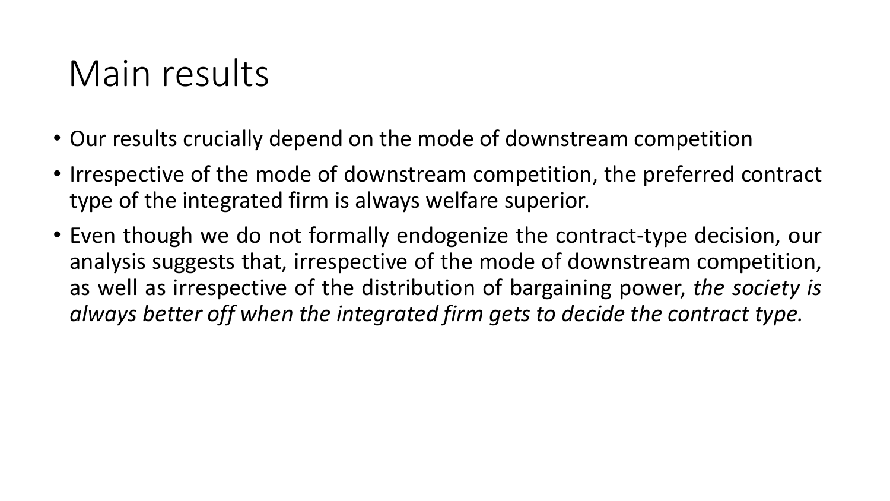# Main results

- Our results crucially depend on the mode of downstream competition
- Irrespective of the mode of downstream competition, the preferred contract type of the integrated firm is always welfare superior.
- Even though we do not formally endogenize the contract-type decision, our analysis suggests that, irrespective of the mode of downstream competition, as well as irrespective of the distribution of bargaining power, *the society is always better off when the integrated firm gets to decide the contract type.*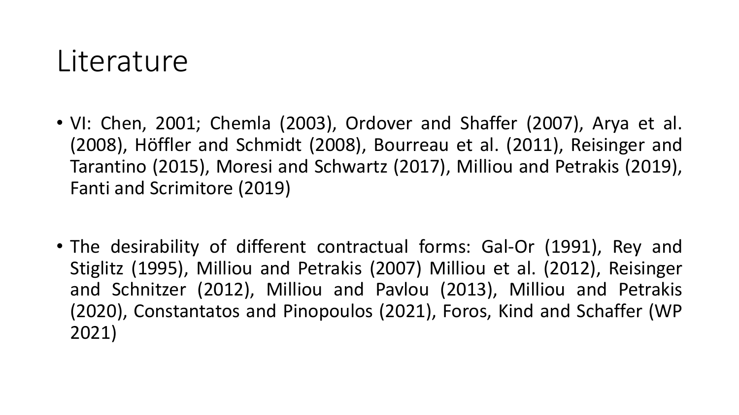# Literature

- VI: Chen, 2001; Chemla (2003), Ordover and Shaffer (2007), Arya et al. (2008), Höffler and Schmidt (2008), Bourreau et al. (2011), Reisinger and Tarantino (2015), Moresi and Schwartz (2017), Milliou and Petrakis (2019), Fanti and Scrimitore (2019)

- The desirability of different contractual forms: Gal-Or (1991), Rey and Stiglitz (1995), Milliou and Petrakis (2007) Milliou et al. (2012), Reisinger and Schnitzer (2012), Milliou and Pavlou (2013), Milliou and Petrakis (2020), Constantatos and Pinopoulos (2021), Foros, Kind and Schaffer (WP 2021)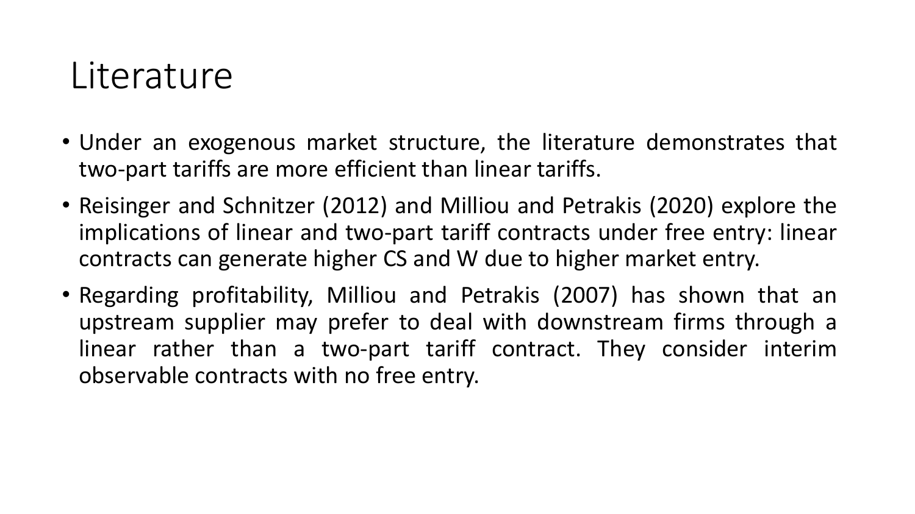# Literature

- Under an exogenous market structure, the literature demonstrates that two-part tariffs are more efficient than linear tariffs.
- Reisinger and Schnitzer (2012) and Milliou and Petrakis (2020) explore the implications of linear and two-part tariff contracts under free entry: linear contracts can generate higher CS and W due to higher market entry.
- Regarding profitability, Milliou and Petrakis (2007) has shown that an upstream supplier may prefer to deal with downstream firms through a linear rather than a two-part tariff contract. They consider interim observable contracts with no free entry.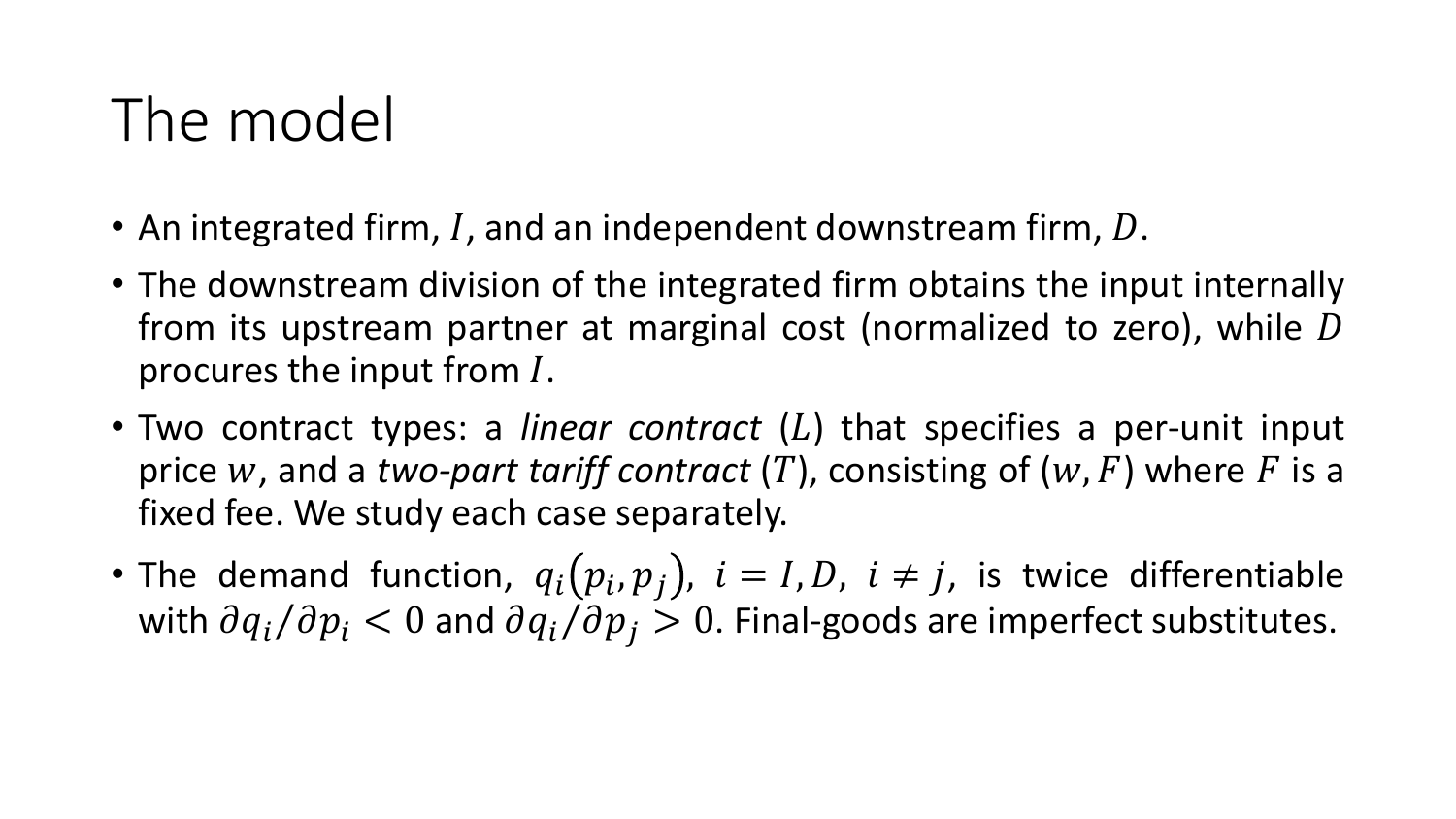# The model

- An integrated firm, $I$, and an independent downstream firm, $D$.
- The downstream division of the integrated firm obtains the input internally from its upstream partner at marginal cost (normalized to zero), while $D$ procures the input from $I$.
- Two contract types: a *linear contract* ($L$) that specifies a per-unit input price $w$, and a *two-part tariff contract* ($T$), consisting of $(w, F)$ where $F$ is a fixed fee. We study each case separately.
- The demand function, $q_i(p_i, p_j)$, $i = I, D$, $i \neq j$, is twice differentiable with $\partial q_i / \partial p_i < 0$ and $\partial q_i / \partial p_j > 0$. Final-goods are imperfect substitutes.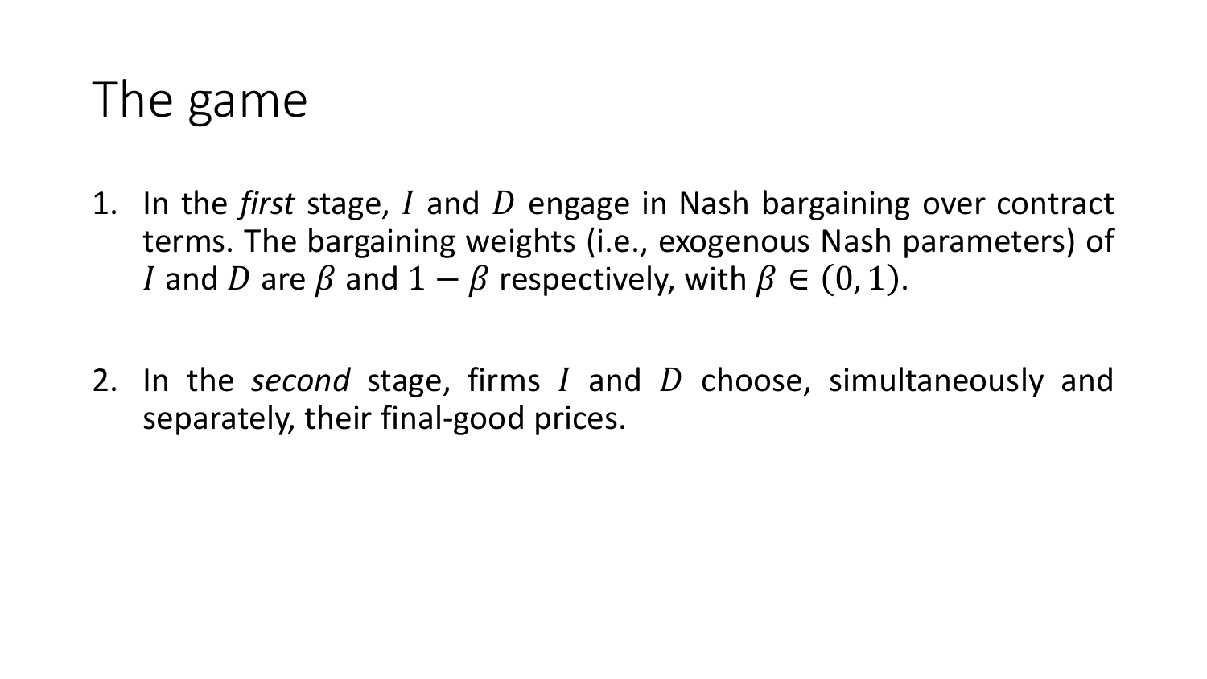# The game

1. In the *first* stage, $I$ and $D$ engage in Nash bargaining over contract terms. The bargaining weights (i.e., exogenous Nash parameters) of $I$ and $D$ are $\beta$ and $1 - \beta$ respectively, with $\beta \in (0, 1)$.

2. In the *second* stage, firms $I$ and $D$ choose, simultaneously and separately, their final-good prices.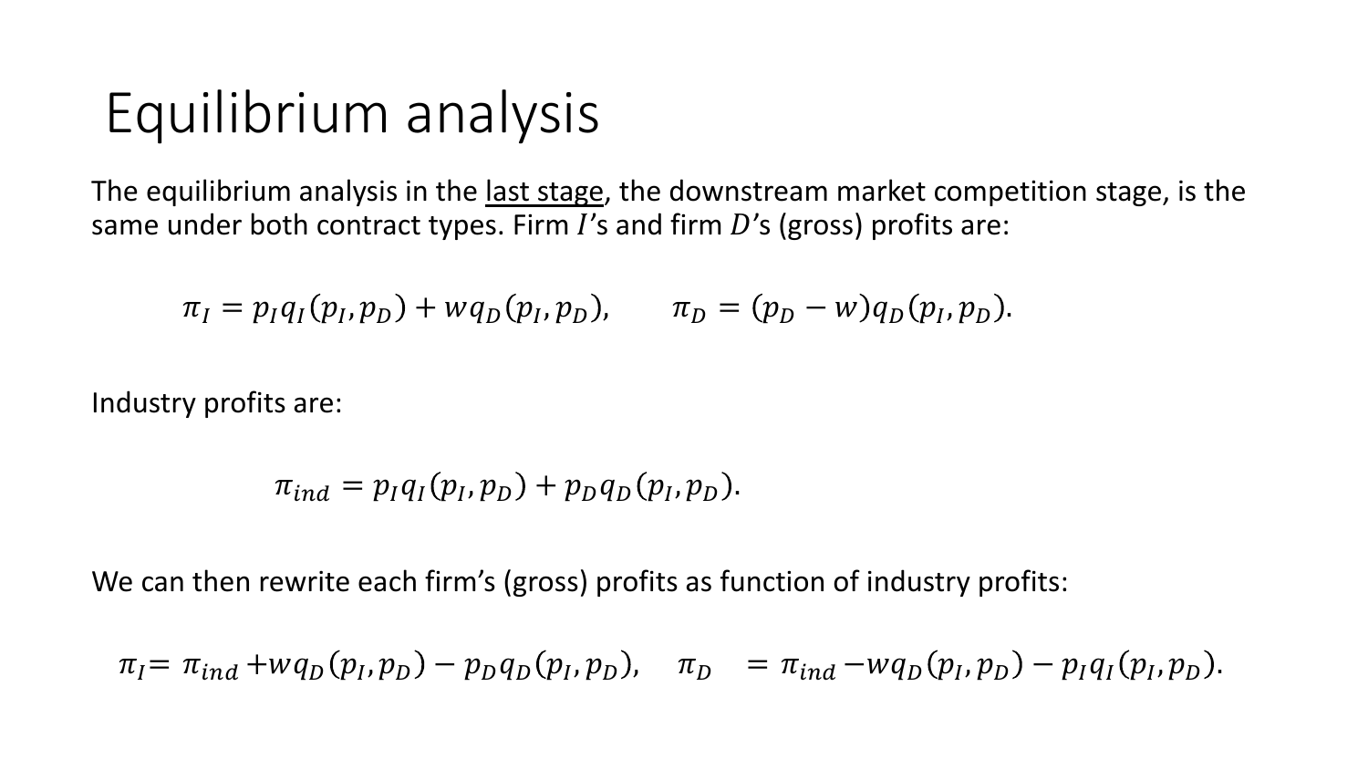# Equilibrium analysis

The equilibrium analysis in the <u>last stage</u>, the downstream market competition stage, is the same under both contract types. Firm $I$'s and firm $D$'s (gross) profits are:

$$\pi_I = p_I q_I(p_I, p_D) + w q_D(p_I, p_D), \qquad \pi_D = (p_D - w) q_D(p_I, p_D).$$

Industry profits are:

$$\pi_{ind} = p_I q_I(p_I, p_D) + p_D q_D(p_I, p_D).$$

We can then rewrite each firm's (gross) profits as function of industry profits:

$$\pi_I = \pi_{ind} + w q_D(p_I, p_D) - p_D q_D(p_I, p_D), \quad \pi_D = \pi_{ind} - w q_D(p_I, p_D) - p_I q_I(p_I, p_D).$$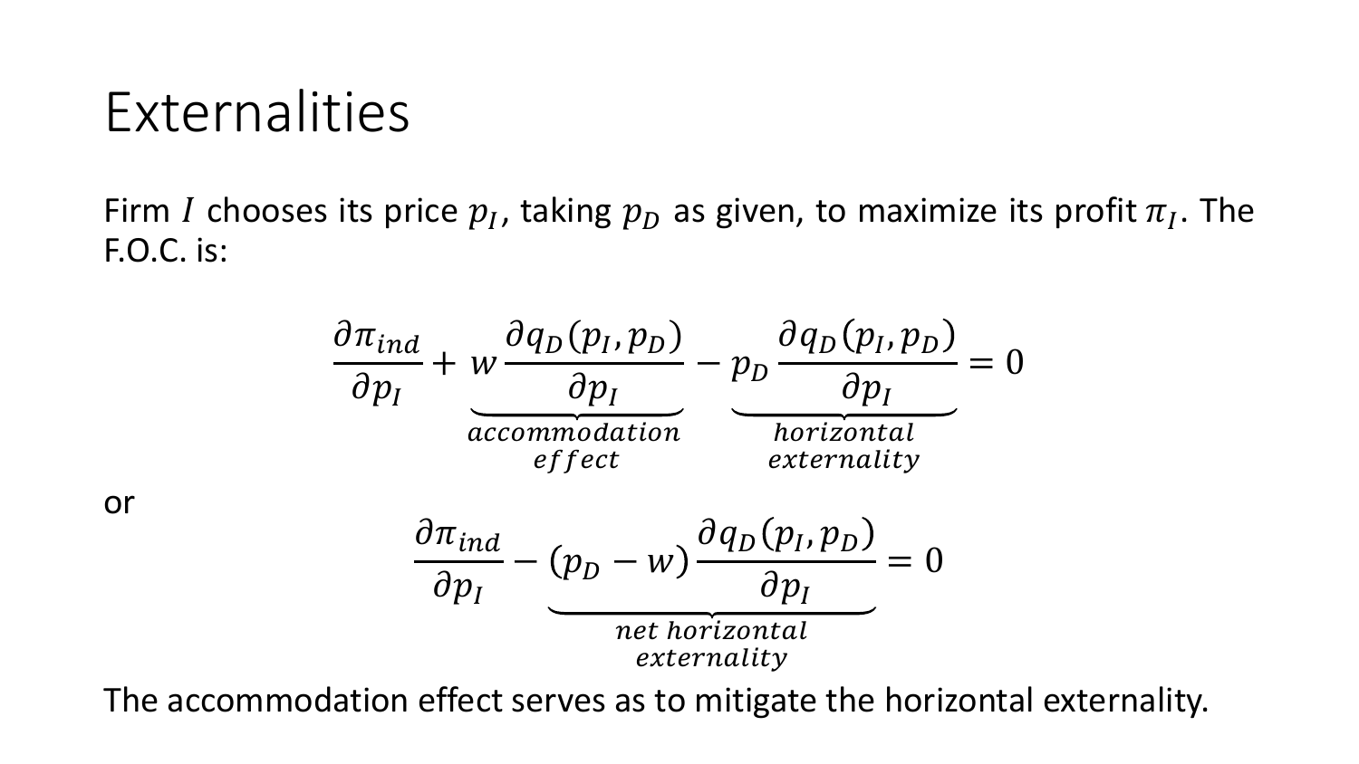# Externalities

Firm $I$ chooses its price $p_I$, taking $p_D$ as given, to maximize its profit $\pi_I$. The F.O.C. is:

$$\frac{\partial \pi_{ind}}{\partial p_I} + \underbrace{w \frac{\partial q_D(p_I, p_D)}{\partial p_I}}_{\substack{accommodation \\ effect}} - \underbrace{p_D \frac{\partial q_D(p_I, p_D)}{\partial p_I}}_{\substack{horizontal \\ externality}} = 0$$

or

$$\frac{\partial \pi_{ind}}{\partial p_I} - \underbrace{(p_D - w) \frac{\partial q_D(p_I, p_D)}{\partial p_I}}_{\substack{net\ horizontal \\ externality}} = 0$$

The accommodation effect serves as to mitigate the horizontal externality.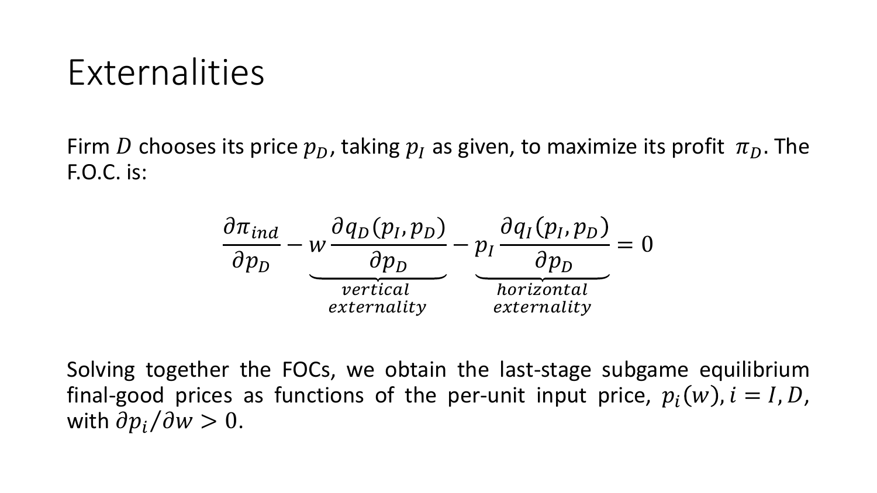# Externalities

Firm $D$ chooses its price $p_D$, taking $p_I$ as given, to maximize its profit $\pi_D$. The F.O.C. is:

$$\frac{\partial \pi_{ind}}{\partial p_D} - \underbrace{w \frac{\partial q_D(p_I, p_D)}{\partial p_D}}_{\substack{vertical \\ externality}} - \underbrace{p_I \frac{\partial q_I(p_I, p_D)}{\partial p_D}}_{\substack{horizontal \\ externality}} = 0$$

Solving together the FOCs, we obtain the last-stage subgame equilibrium final-good prices as functions of the per-unit input price, $p_i(w), i = I, D$, with $\partial p_i / \partial w > 0$.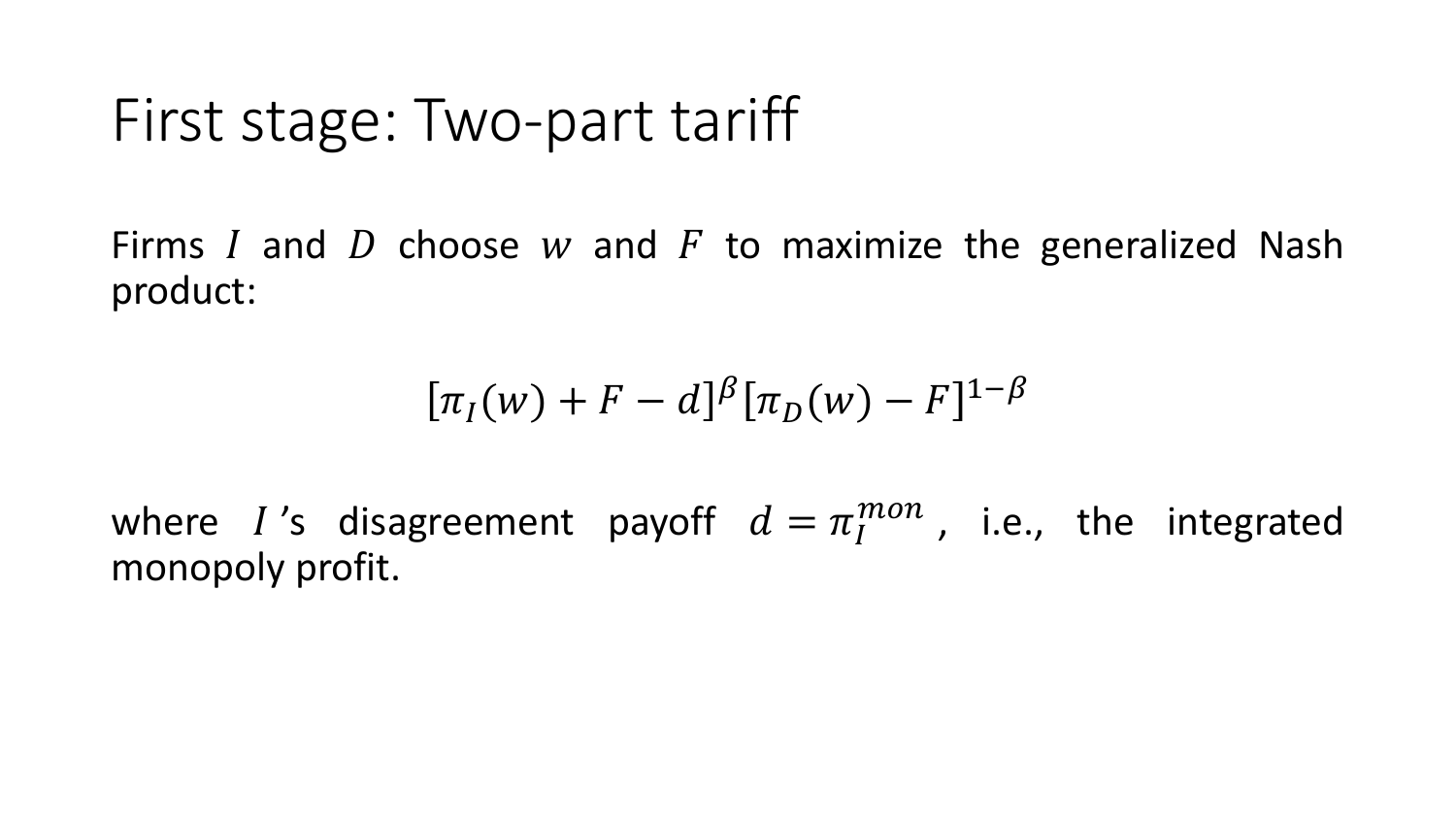# First stage: Two-part tariff

Firms $I$ and $D$ choose $w$ and $F$ to maximize the generalized Nash product:

$$[\pi_I(w) + F - d]^{\beta}[\pi_D(w) - F]^{1-\beta}$$

where $I$'s disagreement payoff $d = \pi_I^{mon}$, i.e., the integrated monopoly profit.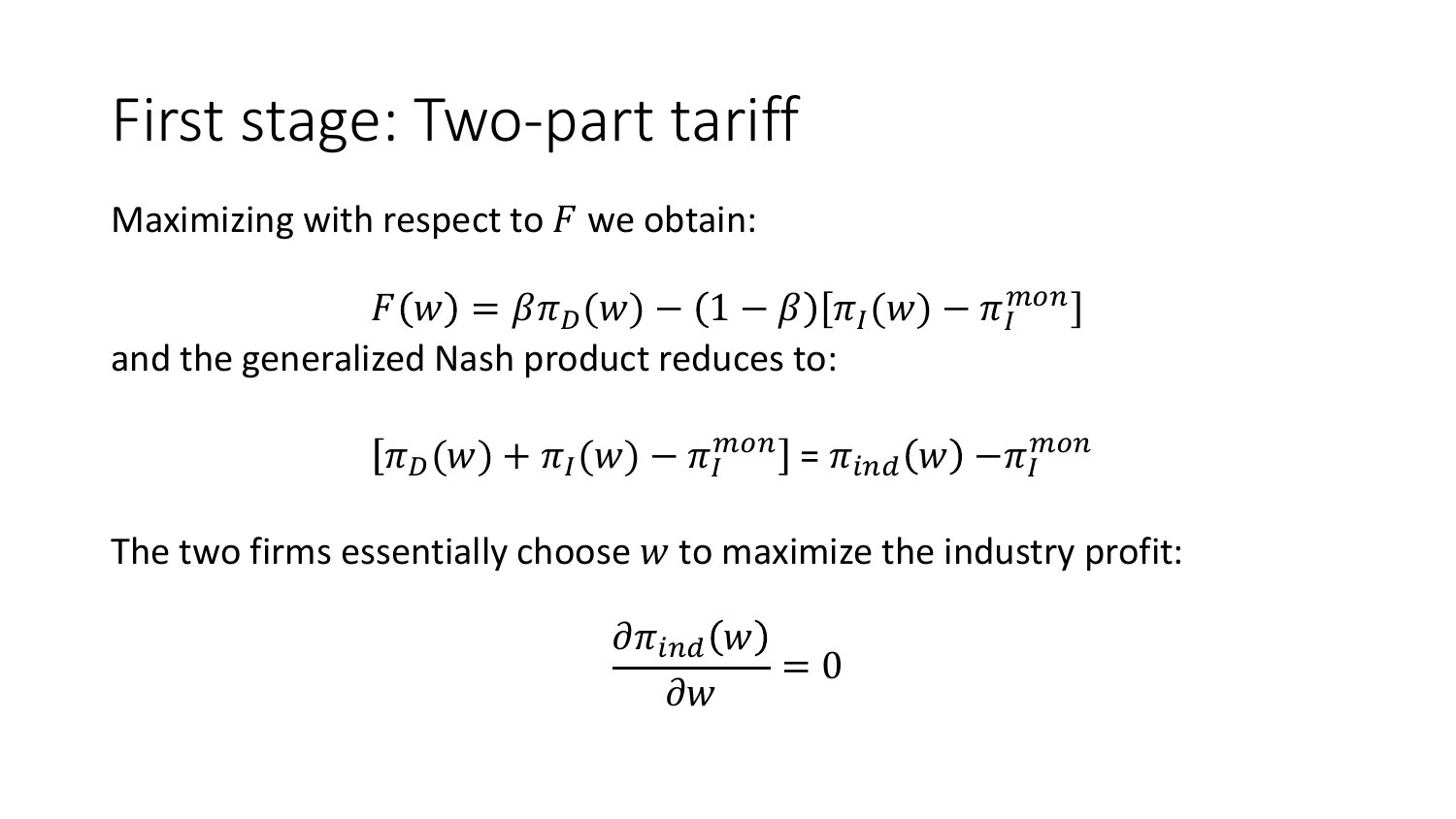# First stage: Two-part tariff

Maximizing with respect to $F$ we obtain:

$$F(w) = \beta\pi_D(w) - (1-\beta)[\pi_I(w) - \pi_I^{mon}]$$

and the generalized Nash product reduces to:

$$[\pi_D(w) + \pi_I(w) - \pi_I^{mon}] = \pi_{ind}(w) - \pi_I^{mon}$$

The two firms essentially choose $w$ to maximize the industry profit:

$$\frac{\partial \pi_{ind}(w)}{\partial w} = 0$$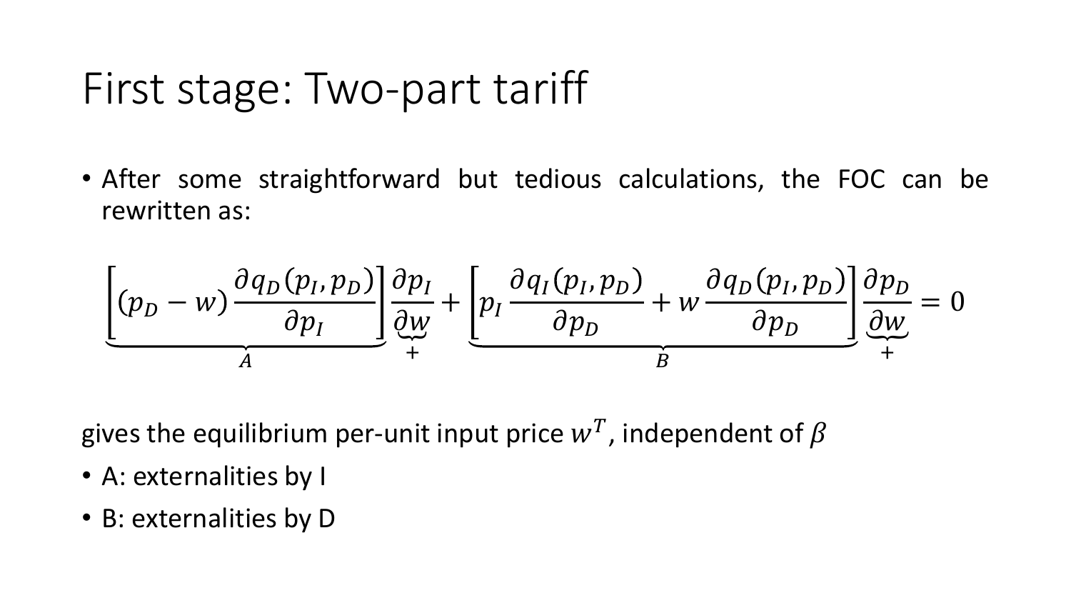# First stage: Two-part tariff

- After some straightforward but tedious calculations, the FOC can be rewritten as:

$$\underbrace{\left[(p_D - w)\frac{\partial q_D(p_I, p_D)}{\partial p_I}\right]}_{A}\underbrace{\frac{\partial p_I}{\partial w}}_{+} + \underbrace{\left[p_I \frac{\partial q_I(p_I, p_D)}{\partial p_D} + w\frac{\partial q_D(p_I, p_D)}{\partial p_D}\right]}_{B}\underbrace{\frac{\partial p_D}{\partial w}}_{+} = 0$$

gives the equilibrium per-unit input price $w^T$, independent of $\beta$

- A: externalities by I
- B: externalities by D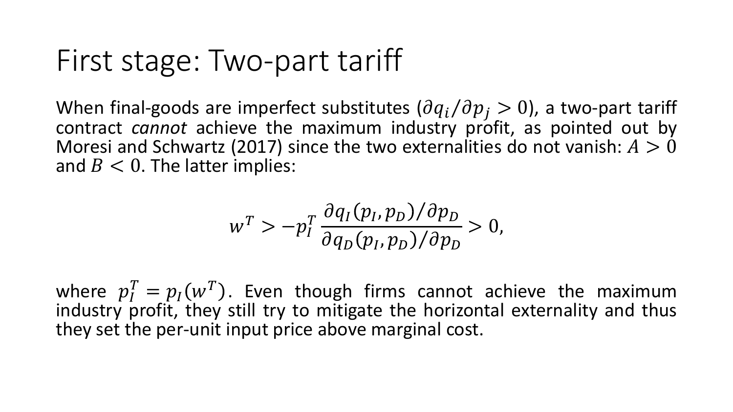# First stage: Two-part tariff

When final-goods are imperfect substitutes ($\partial q_i / \partial p_j > 0$), a two-part tariff contract *cannot* achieve the maximum industry profit, as pointed out by Moresi and Schwartz (2017) since the two externalities do not vanish: $A > 0$ and $B < 0$. The latter implies:

$$w^T > -p_I^T \frac{\partial q_I(p_I, p_D)/\partial p_D}{\partial q_D(p_I, p_D)/\partial p_D} > 0,$$

where $p_I^T = p_I(w^T)$. Even though firms cannot achieve the maximum industry profit, they still try to mitigate the horizontal externality and thus they set the per-unit input price above marginal cost.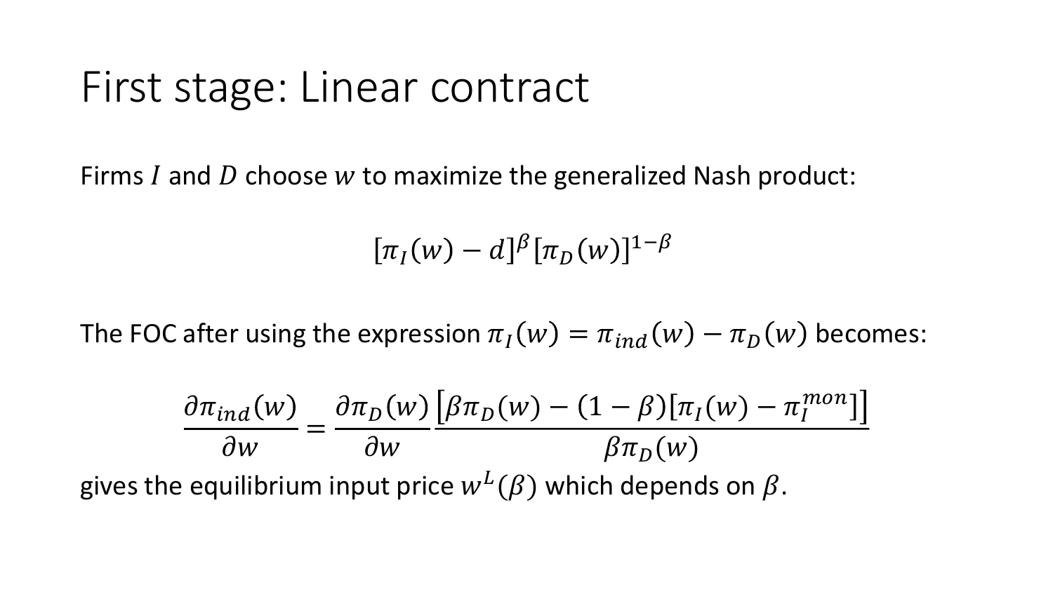# First stage: Linear contract

Firms $I$ and $D$ choose $w$ to maximize the generalized Nash product:

$$[\pi_I(w) - d]^{\beta}[\pi_D(w)]^{1-\beta}$$

The FOC after using the expression $\pi_I(w) = \pi_{ind}(w) - \pi_D(w)$ becomes:

$$\frac{\partial \pi_{ind}(w)}{\partial w} = \frac{\partial \pi_D(w)}{\partial w} \frac{\left[\beta \pi_D(w) - (1-\beta)[\pi_I(w) - \pi_I^{mon}]\right]}{\beta \pi_D(w)}$$

gives the equilibrium input price $w^L(\beta)$ which depends on $\beta$.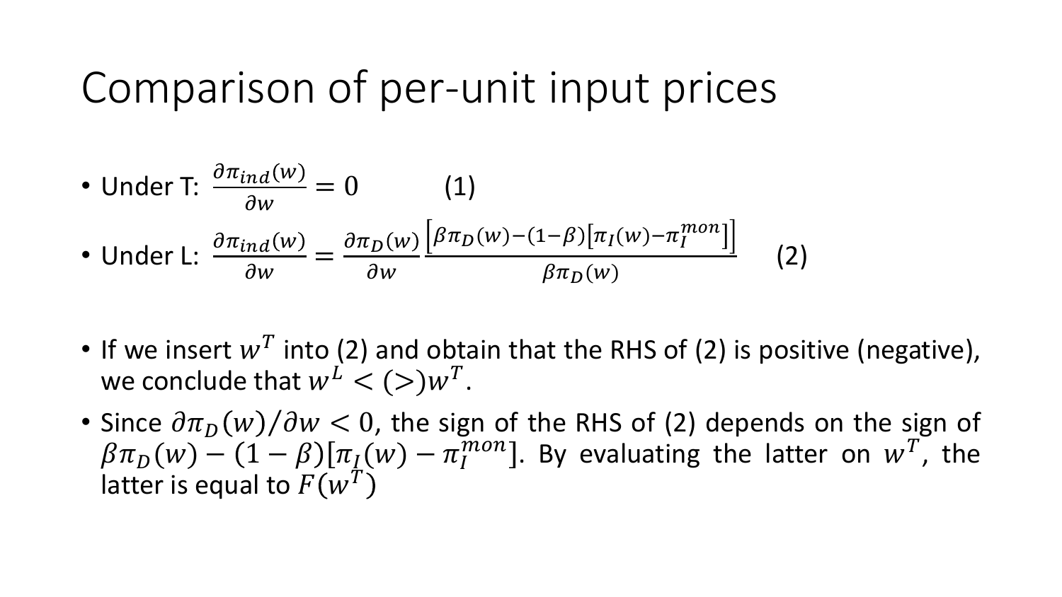# Comparison of per-unit input prices

- Under T: $\frac{\partial \pi_{ind}(w)}{\partial w} = 0$ (1)
- Under L: $\frac{\partial \pi_{ind}(w)}{\partial w} = \frac{\partial \pi_D(w)}{\partial w} \frac{\left[\beta \pi_D(w) - (1-\beta)\left[\pi_I(w) - \pi_I^{mon}\right]\right]}{\beta \pi_D(w)}$ (2)

- If we insert $w^T$ into (2) and obtain that the RHS of (2) is positive (negative), we conclude that $w^L < (>) w^T$.
- Since $\partial \pi_D(w)/\partial w < 0$, the sign of the RHS of (2) depends on the sign of $\beta \pi_D(w) - (1-\beta)[\pi_I(w) - \pi_I^{mon}]$. By evaluating the latter on $w^T$, the latter is equal to $F(w^T)$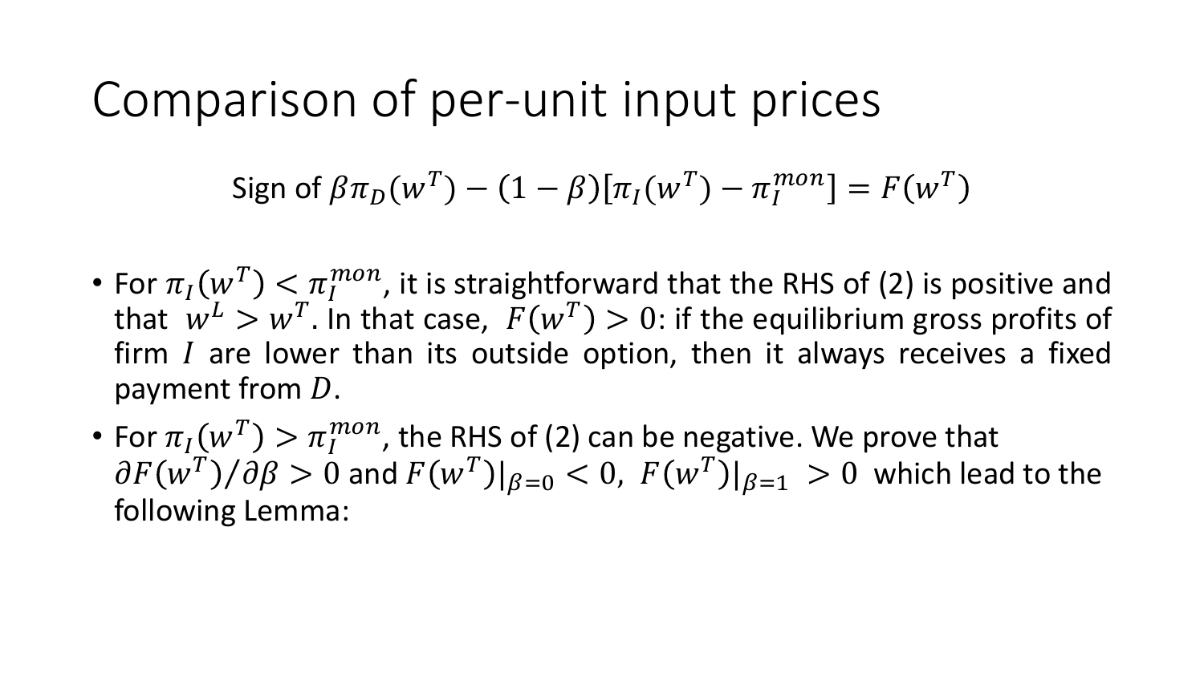# Comparison of per-unit input prices

Sign of $\beta\pi_D(w^T) - (1-\beta)[\pi_I(w^T) - \pi_I^{mon}] = F(w^T)$

- For $\pi_I(w^T) < \pi_I^{mon}$, it is straightforward that the RHS of (2) is positive and that $w^L > w^T$. In that case, $F(w^T) > 0$: if the equilibrium gross profits of firm $I$ are lower than its outside option, then it always receives a fixed payment from $D$.
- For $\pi_I(w^T) > \pi_I^{mon}$, the RHS of (2) can be negative. We prove that $\partial F(w^T)/\partial\beta > 0$ and $F(w^T)|_{\beta=0} < 0$, $F(w^T)|_{\beta=1} > 0$ which lead to the following Lemma: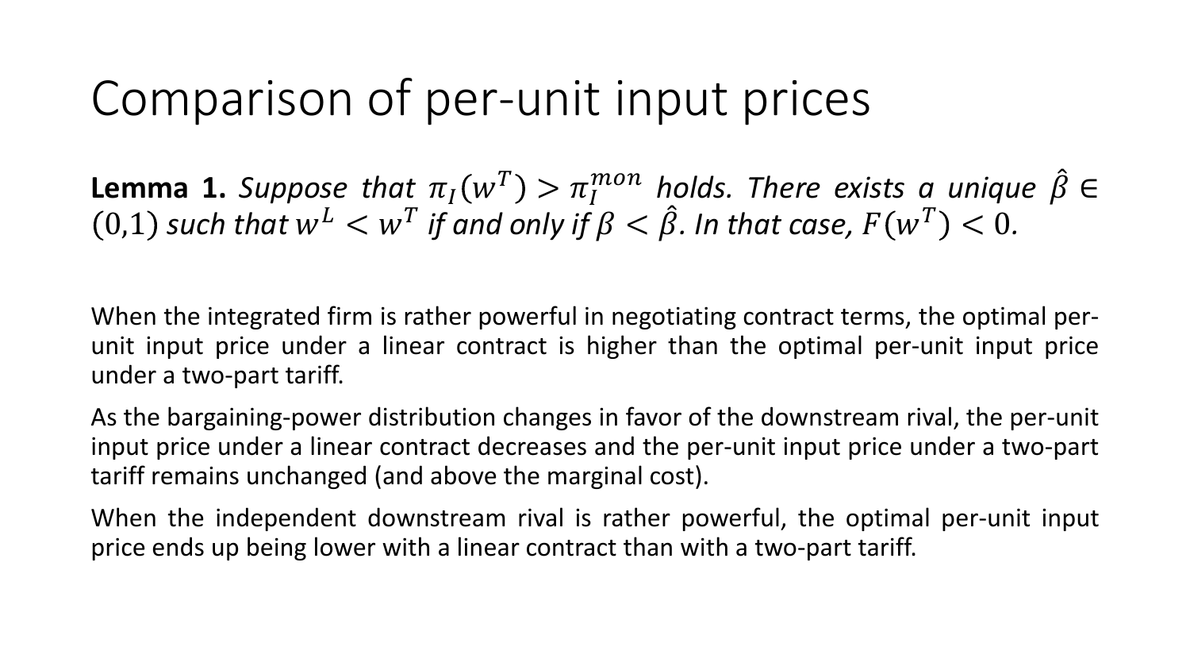# Comparison of per-unit input prices

**Lemma 1.** *Suppose that $\pi_I(w^T) > \pi_I^{mon}$ holds. There exists a unique $\hat{\beta} \in (0,1)$ such that $w^L < w^T$ if and only if $\beta < \hat{\beta}$. In that case, $F(w^T) < 0$.*

When the integrated firm is rather powerful in negotiating contract terms, the optimal per-unit input price under a linear contract is higher than the optimal per-unit input price under a two-part tariff.

As the bargaining-power distribution changes in favor of the downstream rival, the per-unit input price under a linear contract decreases and the per-unit input price under a two-part tariff remains unchanged (and above the marginal cost).

When the independent downstream rival is rather powerful, the optimal per-unit input price ends up being lower with a linear contract than with a two-part tariff.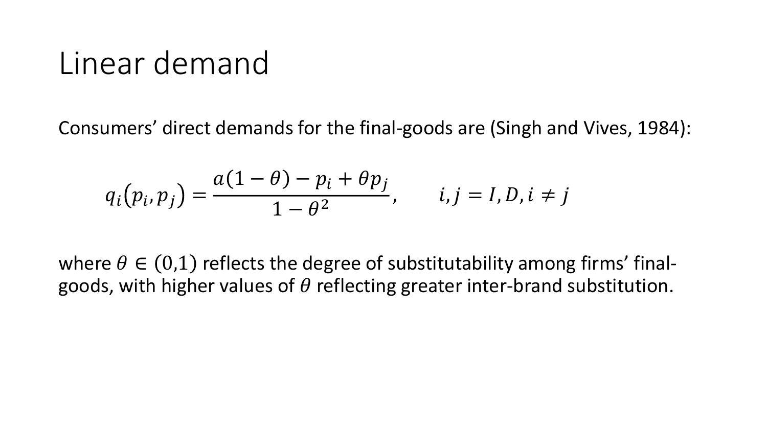# Linear demand

Consumers' direct demands for the final-goods are (Singh and Vives, 1984):

$$q_i(p_i, p_j) = \frac{a(1-\theta) - p_i + \theta p_j}{1-\theta^2}, \qquad i, j = I, D, i \neq j$$

where $\theta \in (0,1)$ reflects the degree of substitutability among firms' final-goods, with higher values of $\theta$ reflecting greater inter-brand substitution.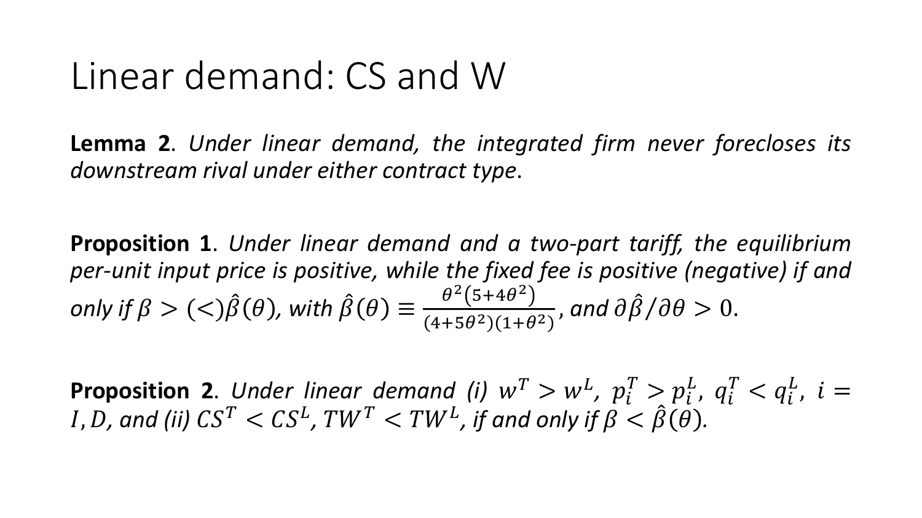# Linear demand: CS and W

**Lemma 2**. *Under linear demand, the integrated firm never forecloses its downstream rival under either contract type*.

**Proposition 1**. *Under linear demand and a two-part tariff, the equilibrium per-unit input price is positive, while the fixed fee is positive (negative) if and only if $\beta > (<) \hat{\beta}(\theta)$, with $\hat{\beta}(\theta) \equiv \frac{\theta^2(5+4\theta^2)}{(4+5\theta^2)(1+\theta^2)}$, and $\partial\hat{\beta}/\partial\theta > 0$.*

**Proposition 2**. *Under linear demand (i) $w^T > w^L$, $p_i^T > p_i^L$, $q_i^T < q_i^L$, $i = I, D$, and (ii) $CS^T < CS^L$, $TW^T < TW^L$, if and only if $\beta < \hat{\beta}(\theta)$.*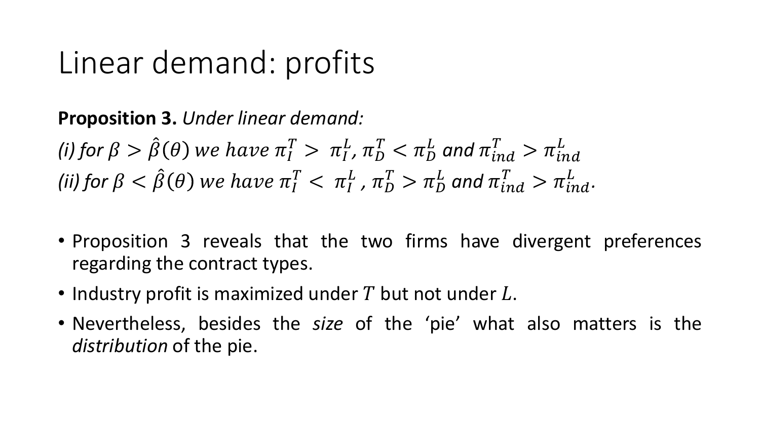# Linear demand: profits

**Proposition 3.** *Under linear demand:*

*(i) for $\beta > \hat{\beta}(\theta)$ we have $\pi_I^T > \pi_I^L$, $\pi_D^T < \pi_D^L$ and $\pi_{ind}^T > \pi_{ind}^L$*

*(ii) for $\beta < \hat{\beta}(\theta)$ we have $\pi_I^T < \pi_I^L$ , $\pi_D^T > \pi_D^L$ and $\pi_{ind}^T > \pi_{ind}^L$.*

- Proposition 3 reveals that the two firms have divergent preferences regarding the contract types.
- Industry profit is maximized under $T$ but not under $L$.
- Nevertheless, besides the *size* of the 'pie' what also matters is the *distribution* of the pie.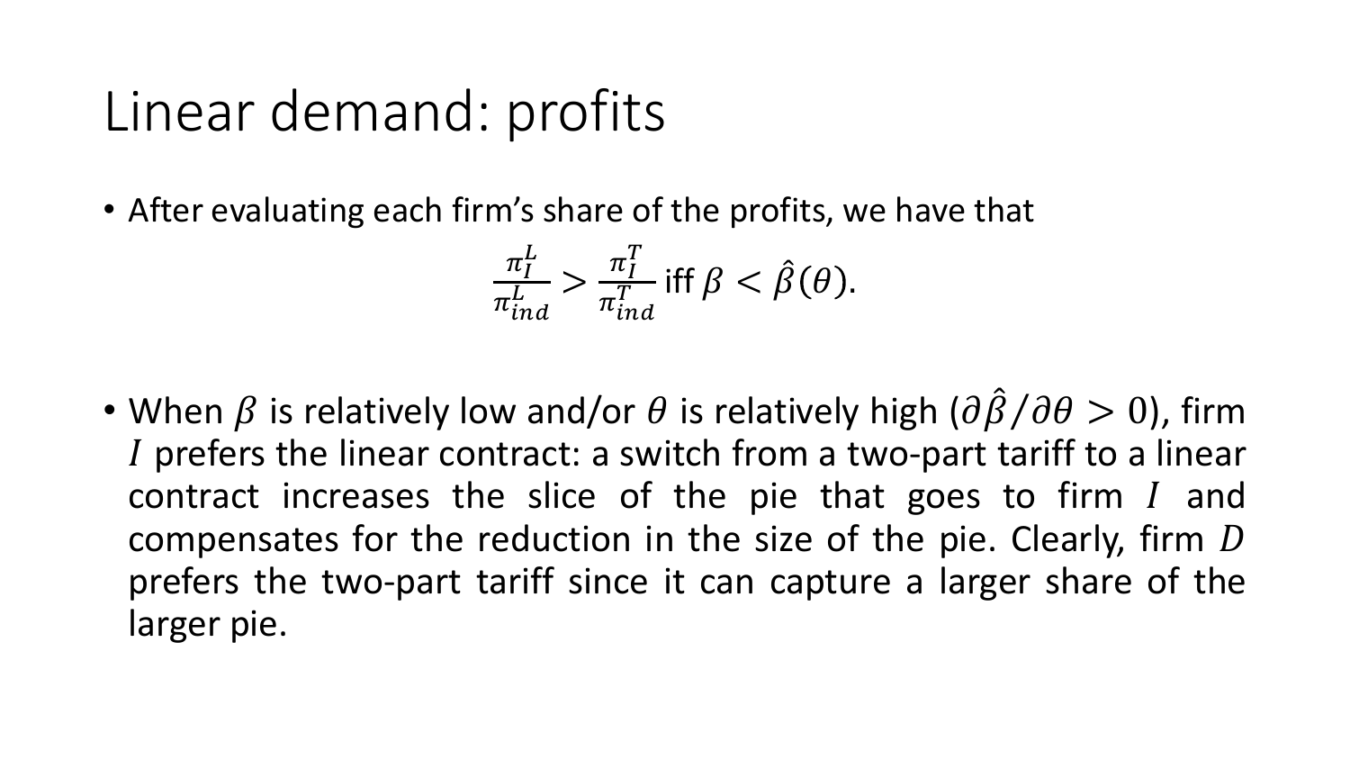# Linear demand: profits

- After evaluating each firm's share of the profits, we have that

$$\frac{\pi_I^L}{\pi_{ind}^L} > \frac{\pi_I^T}{\pi_{ind}^T} \text{ iff } \beta < \hat{\beta}(\theta).$$

- When $\beta$ is relatively low and/or $\theta$ is relatively high ($\partial\hat{\beta}/\partial\theta > 0$), firm $I$ prefers the linear contract: a switch from a two-part tariff to a linear contract increases the slice of the pie that goes to firm $I$ and compensates for the reduction in the size of the pie. Clearly, firm $D$ prefers the two-part tariff since it can capture a larger share of the larger pie.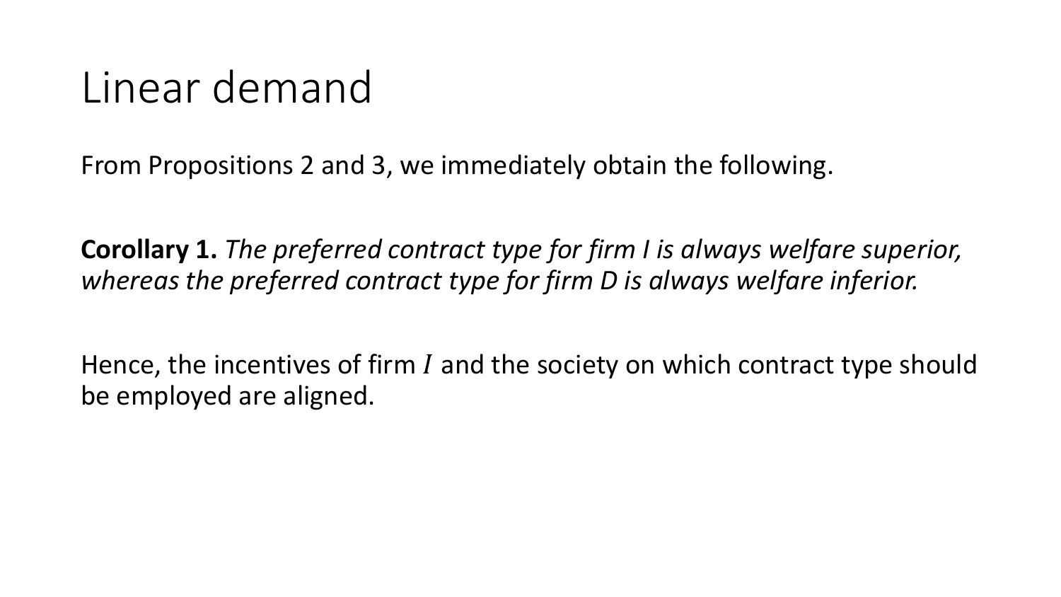# Linear demand

From Propositions 2 and 3, we immediately obtain the following.

**Corollary 1.** *The preferred contract type for firm I is always welfare superior, whereas the preferred contract type for firm D is always welfare inferior.*

Hence, the incentives of firm $I$ and the society on which contract type should be employed are aligned.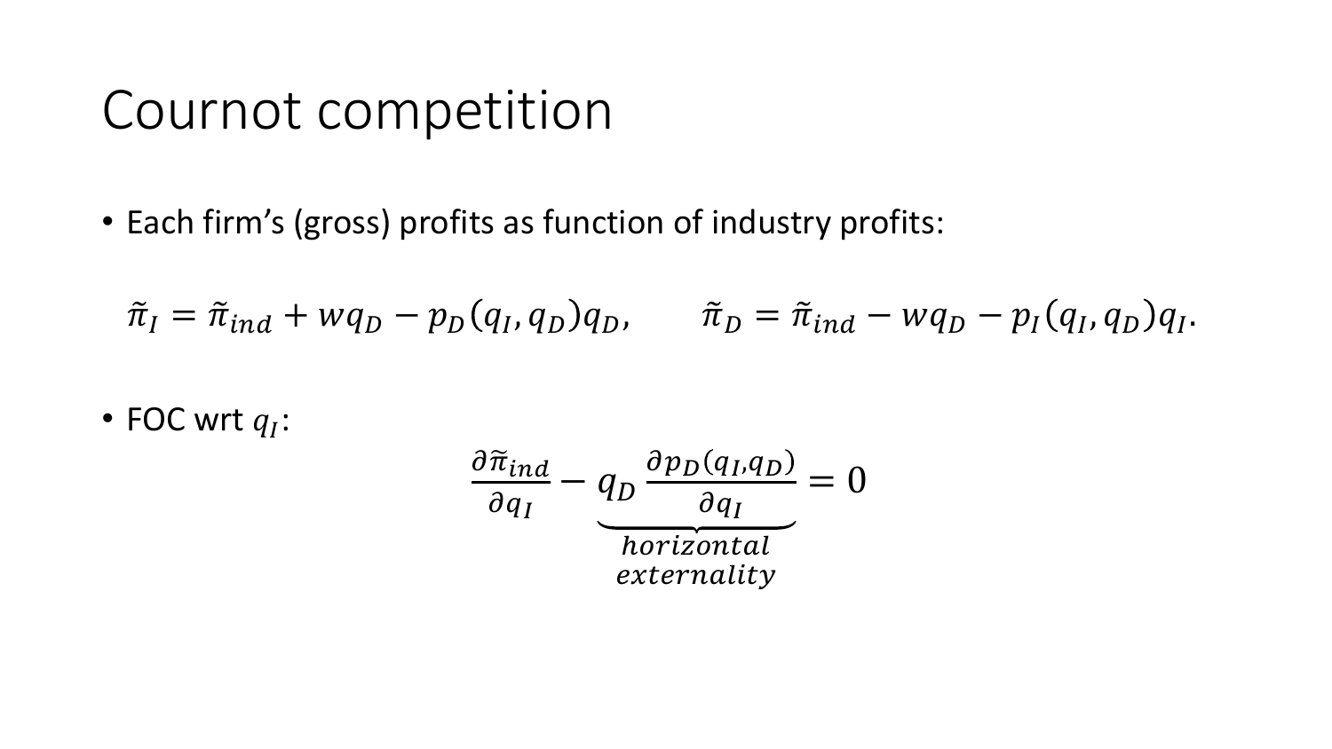# Cournot competition

- Each firm's (gross) profits as function of industry profits:

$$\tilde{\pi}_I = \tilde{\pi}_{ind} + wq_D - p_D(q_I, q_D)q_D, \qquad \tilde{\pi}_D = \tilde{\pi}_{ind} - wq_D - p_I(q_I, q_D)q_I.$$

- FOC wrt $q_I$:

$$\frac{\partial \tilde{\pi}_{ind}}{\partial q_I} - \underbrace{q_D \frac{\partial p_D(q_I, q_D)}{\partial q_I}}_{\substack{horizontal \\ externality}} = 0$$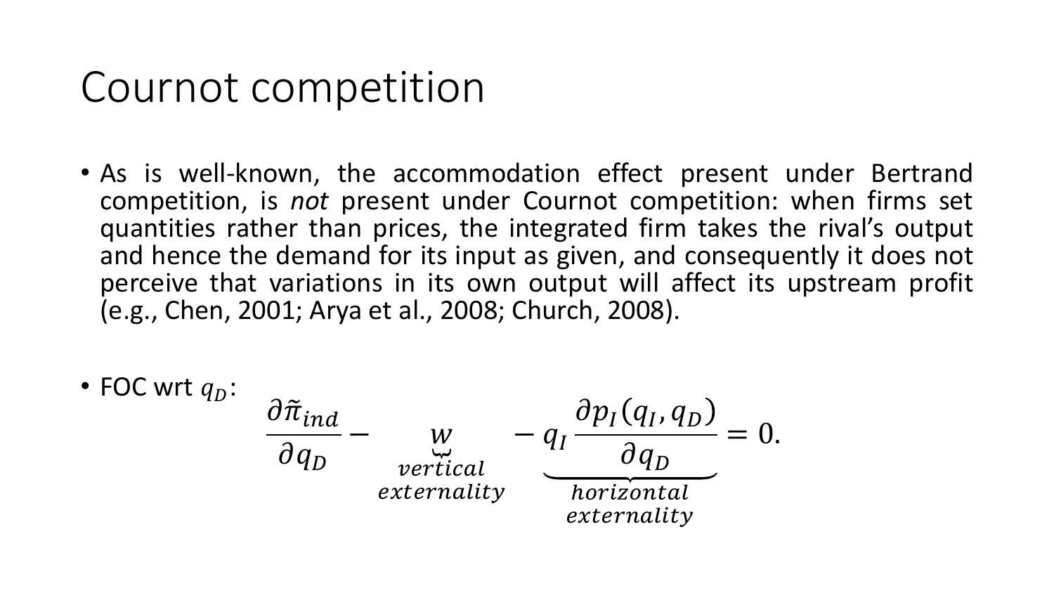# Cournot competition

- As is well-known, the accommodation effect present under Bertrand competition, is *not* present under Cournot competition: when firms set quantities rather than prices, the integrated firm takes the rival's output and hence the demand for its input as given, and consequently it does not perceive that variations in its own output will affect its upstream profit (e.g., Chen, 2001; Arya et al., 2008; Church, 2008).

- FOC wrt $q_D$:

$$\frac{\partial \tilde{\pi}_{ind}}{\partial q_D} - \underbrace{w}_{\substack{vertical \\ externality}} - \underbrace{q_I \frac{\partial p_I(q_I, q_D)}{\partial q_D}}_{\substack{horizontal \\ externality}} = 0.$$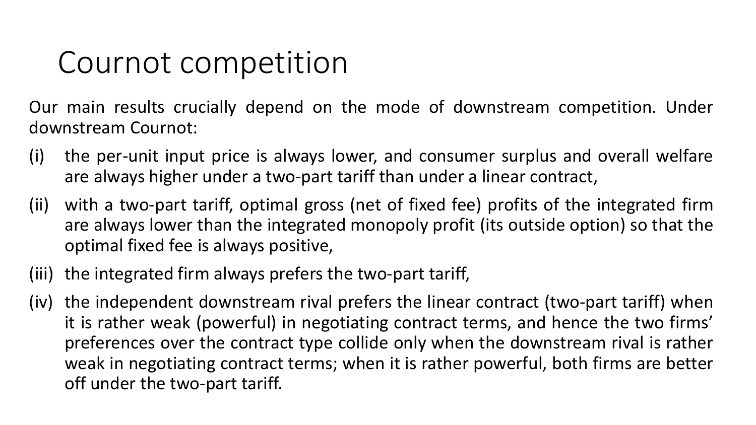# Cournot competition

Our main results crucially depend on the mode of downstream competition. Under downstream Cournot:

(i) the per-unit input price is always lower, and consumer surplus and overall welfare are always higher under a two-part tariff than under a linear contract,

(ii) with a two-part tariff, optimal gross (net of fixed fee) profits of the integrated firm are always lower than the integrated monopoly profit (its outside option) so that the optimal fixed fee is always positive,

(iii) the integrated firm always prefers the two-part tariff,

(iv) the independent downstream rival prefers the linear contract (two-part tariff) when it is rather weak (powerful) in negotiating contract terms, and hence the two firms' preferences over the contract type collide only when the downstream rival is rather weak in negotiating contract terms; when it is rather powerful, both firms are better off under the two-part tariff.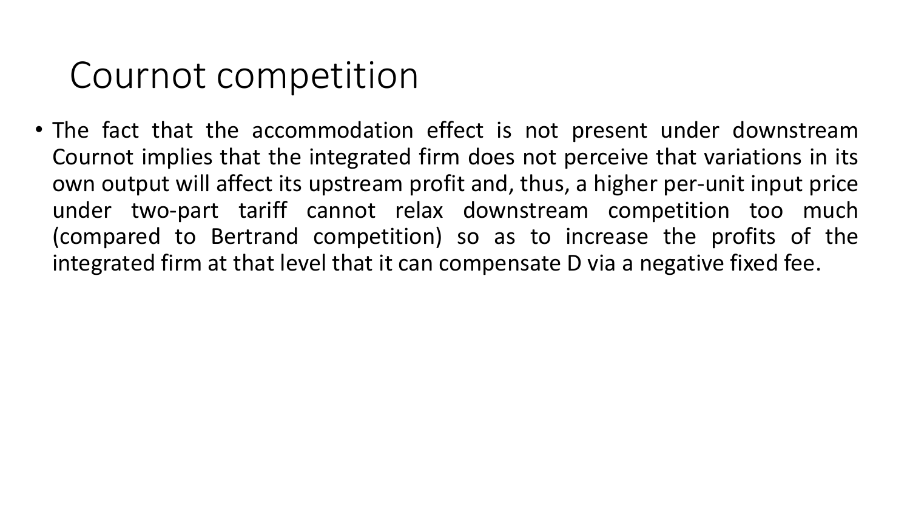# Cournot competition

- The fact that the accommodation effect is not present under downstream Cournot implies that the integrated firm does not perceive that variations in its own output will affect its upstream profit and, thus, a higher per-unit input price under two-part tariff cannot relax downstream competition too much (compared to Bertrand competition) so as to increase the profits of the integrated firm at that level that it can compensate D via a negative fixed fee.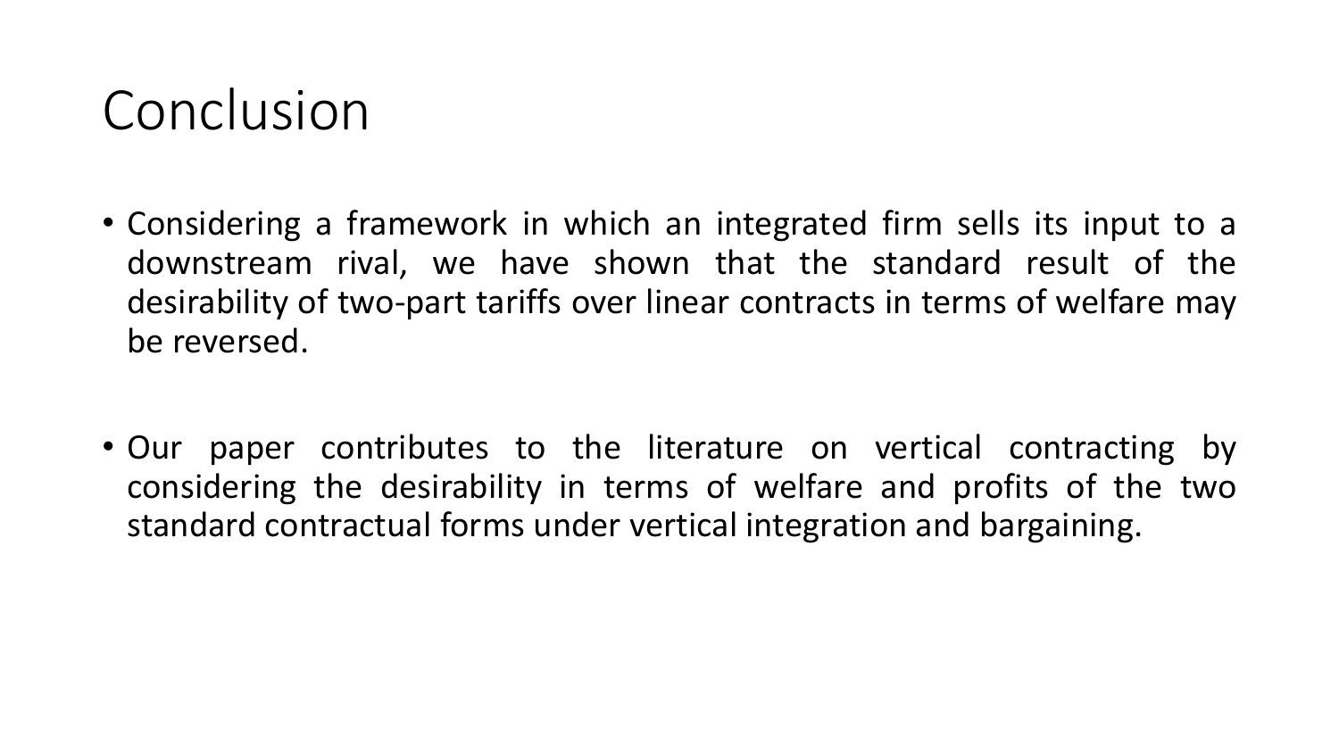# Conclusion

- Considering a framework in which an integrated firm sells its input to a downstream rival, we have shown that the standard result of the desirability of two-part tariffs over linear contracts in terms of welfare may be reversed.

- Our paper contributes to the literature on vertical contracting by considering the desirability in terms of welfare and profits of the two standard contractual forms under vertical integration and bargaining.